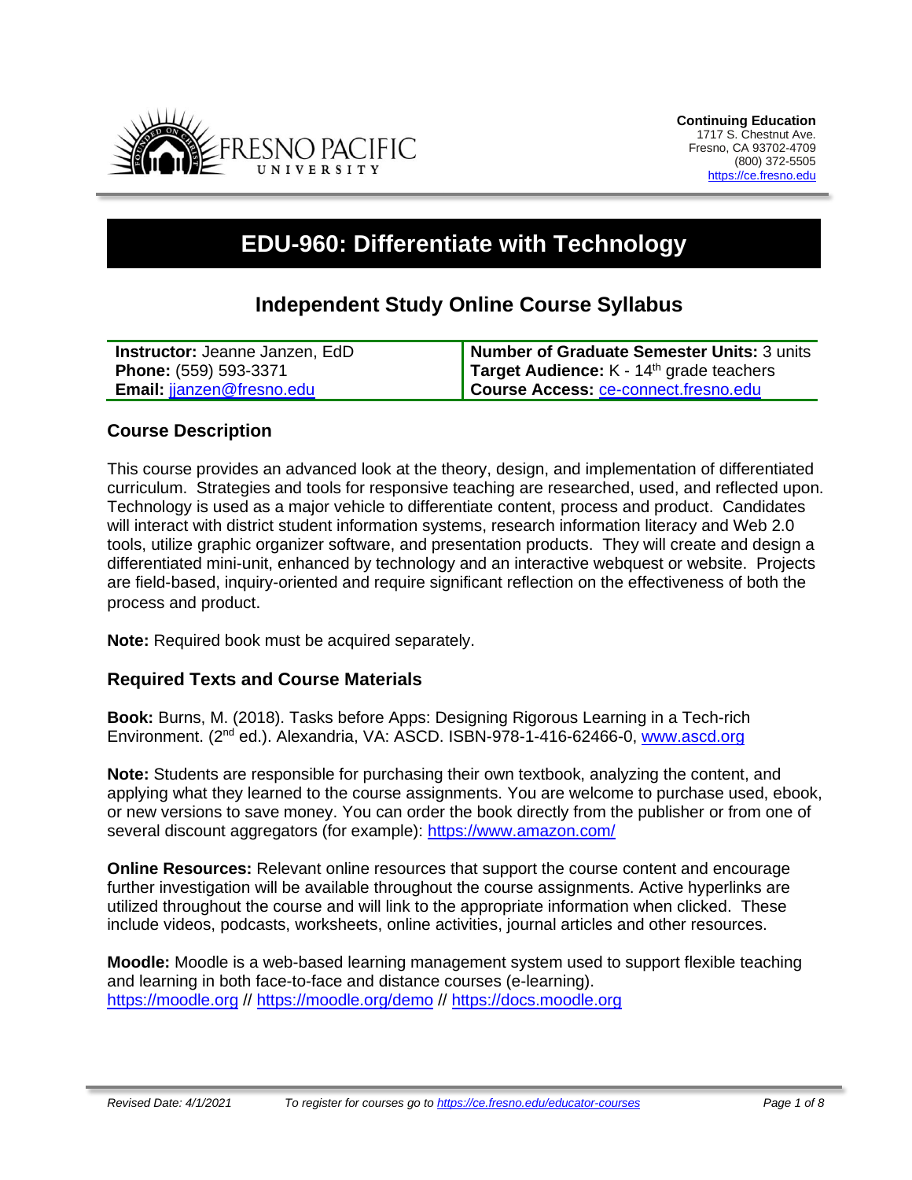Continuing Education
1717 S. Chestnut Ave.
Fresno, CA 93702-4709
(800) 372-5505
https://ce.fresno.edu

# EDU-960: Differentiate with Technology

## Independent Study Online Course Syllabus

| | |
|---|---|
| **Instructor:** Jeanne Janzen, EdD | **Number of Graduate Semester Units:** 3 units |
| **Phone:** (559) 593-3371 | **Target Audience:** K - 14th grade teachers |
| **Email:** jjanzen@fresno.edu | **Course Access:** ce-connect.fresno.edu |

### Course Description

This course provides an advanced look at the theory, design, and implementation of differentiated curriculum. Strategies and tools for responsive teaching are researched, used, and reflected upon. Technology is used as a major vehicle to differentiate content, process and product. Candidates will interact with district student information systems, research information literacy and Web 2.0 tools, utilize graphic organizer software, and presentation products. They will create and design a differentiated mini-unit, enhanced by technology and an interactive webquest or website. Projects are field-based, inquiry-oriented and require significant reflection on the effectiveness of both the process and product.

**Note:** Required book must be acquired separately.

### Required Texts and Course Materials

**Book:** Burns, M. (2018). Tasks before Apps: Designing Rigorous Learning in a Tech-rich Environment. (2nd ed.). Alexandria, VA: ASCD. ISBN-978-1-416-62466-0, www.ascd.org

**Note:** Students are responsible for purchasing their own textbook, analyzing the content, and applying what they learned to the course assignments. You are welcome to purchase used, ebook, or new versions to save money. You can order the book directly from the publisher or from one of several discount aggregators (for example): https://www.amazon.com/

**Online Resources:** Relevant online resources that support the course content and encourage further investigation will be available throughout the course assignments. Active hyperlinks are utilized throughout the course and will link to the appropriate information when clicked. These include videos, podcasts, worksheets, online activities, journal articles and other resources.

**Moodle:** Moodle is a web-based learning management system used to support flexible teaching and learning in both face-to-face and distance courses (e-learning). https://moodle.org // https://moodle.org/demo // https://docs.moodle.org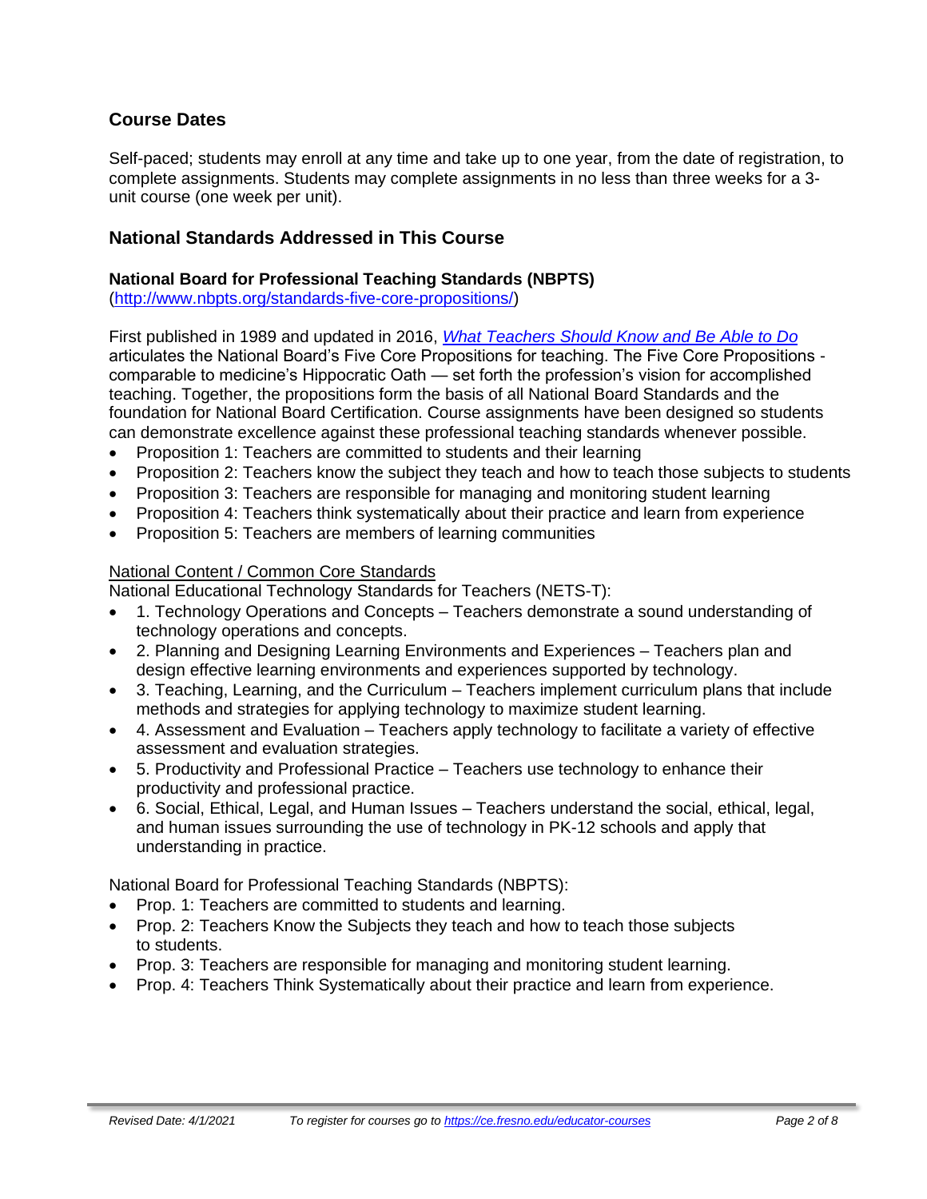## Course Dates

Self-paced; students may enroll at any time and take up to one year, from the date of registration, to complete assignments. Students may complete assignments in no less than three weeks for a 3-unit course (one week per unit).

## National Standards Addressed in This Course

### National Board for Professional Teaching Standards (NBPTS)

(http://www.nbpts.org/standards-five-core-propositions/)

First published in 1989 and updated in 2016, *What Teachers Should Know and Be Able to Do* articulates the National Board's Five Core Propositions for teaching. The Five Core Propositions - comparable to medicine's Hippocratic Oath — set forth the profession's vision for accomplished teaching. Together, the propositions form the basis of all National Board Standards and the foundation for National Board Certification. Course assignments have been designed so students can demonstrate excellence against these professional teaching standards whenever possible.

- Proposition 1: Teachers are committed to students and their learning
- Proposition 2: Teachers know the subject they teach and how to teach those subjects to students
- Proposition 3: Teachers are responsible for managing and monitoring student learning
- Proposition 4: Teachers think systematically about their practice and learn from experience
- Proposition 5: Teachers are members of learning communities

National Content / Common Core Standards

National Educational Technology Standards for Teachers (NETS-T):

- 1. Technology Operations and Concepts – Teachers demonstrate a sound understanding of technology operations and concepts.
- 2. Planning and Designing Learning Environments and Experiences – Teachers plan and design effective learning environments and experiences supported by technology.
- 3. Teaching, Learning, and the Curriculum – Teachers implement curriculum plans that include methods and strategies for applying technology to maximize student learning.
- 4. Assessment and Evaluation – Teachers apply technology to facilitate a variety of effective assessment and evaluation strategies.
- 5. Productivity and Professional Practice – Teachers use technology to enhance their productivity and professional practice.
- 6. Social, Ethical, Legal, and Human Issues – Teachers understand the social, ethical, legal, and human issues surrounding the use of technology in PK-12 schools and apply that understanding in practice.

National Board for Professional Teaching Standards (NBPTS):

- Prop. 1: Teachers are committed to students and learning.
- Prop. 2: Teachers Know the Subjects they teach and how to teach those subjects to students.
- Prop. 3: Teachers are responsible for managing and monitoring student learning.
- Prop. 4: Teachers Think Systematically about their practice and learn from experience.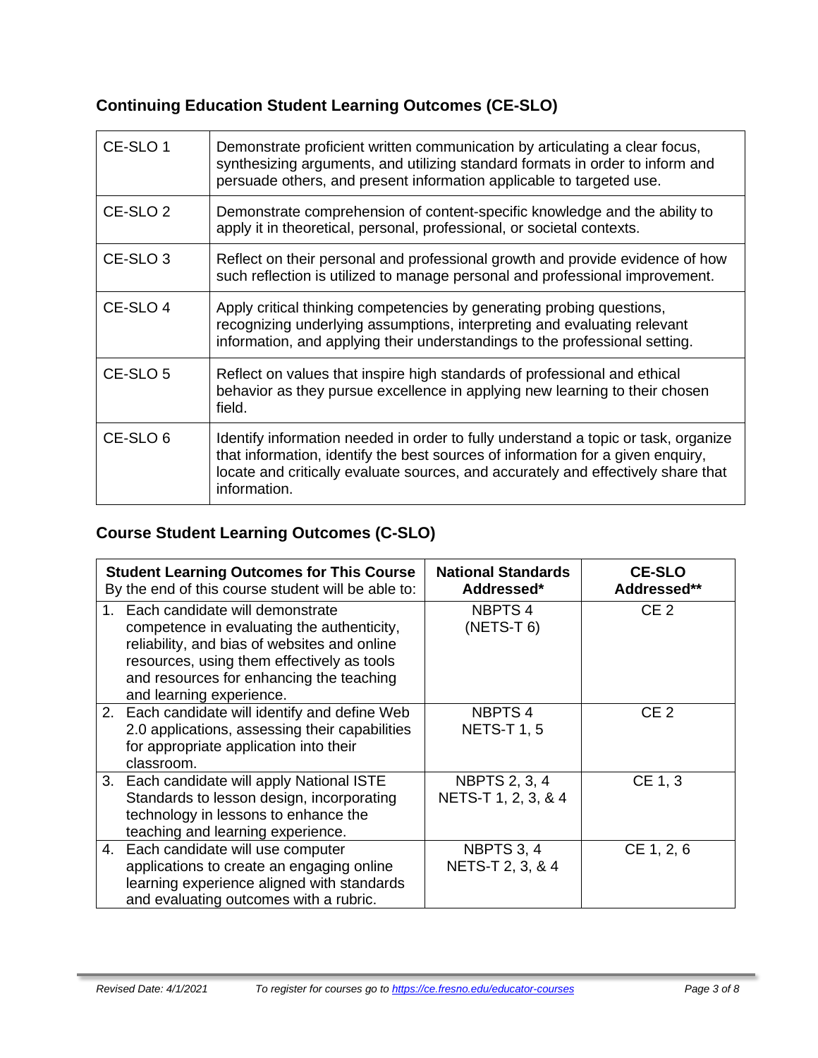## Continuing Education Student Learning Outcomes (CE-SLO)

| | |
|---|---|
| CE-SLO 1 | Demonstrate proficient written communication by articulating a clear focus, synthesizing arguments, and utilizing standard formats in order to inform and persuade others, and present information applicable to targeted use. |
| CE-SLO 2 | Demonstrate comprehension of content-specific knowledge and the ability to apply it in theoretical, personal, professional, or societal contexts. |
| CE-SLO 3 | Reflect on their personal and professional growth and provide evidence of how such reflection is utilized to manage personal and professional improvement. |
| CE-SLO 4 | Apply critical thinking competencies by generating probing questions, recognizing underlying assumptions, interpreting and evaluating relevant information, and applying their understandings to the professional setting. |
| CE-SLO 5 | Reflect on values that inspire high standards of professional and ethical behavior as they pursue excellence in applying new learning to their chosen field. |
| CE-SLO 6 | Identify information needed in order to fully understand a topic or task, organize that information, identify the best sources of information for a given enquiry, locate and critically evaluate sources, and accurately and effectively share that information. |

## Course Student Learning Outcomes (C-SLO)

| **Student Learning Outcomes for This Course** By the end of this course student will be able to: | **National Standards Addressed*** | **CE-SLO Addressed**** |
|---|---|---|
| 1. Each candidate will demonstrate competence in evaluating the authenticity, reliability, and bias of websites and online resources, using them effectively as tools and resources for enhancing the teaching and learning experience. | NBPTS 4 (NETS-T 6) | CE 2 |
| 2. Each candidate will identify and define Web 2.0 applications, assessing their capabilities for appropriate application into their classroom. | NBPTS 4 NETS-T 1, 5 | CE 2 |
| 3. Each candidate will apply National ISTE Standards to lesson design, incorporating technology in lessons to enhance the teaching and learning experience. | NBPTS 2, 3, 4 NETS-T 1, 2, 3, & 4 | CE 1, 3 |
| 4. Each candidate will use computer applications to create an engaging online learning experience aligned with standards and evaluating outcomes with a rubric. | NBPTS 3, 4 NETS-T 2, 3, & 4 | CE 1, 2, 6 |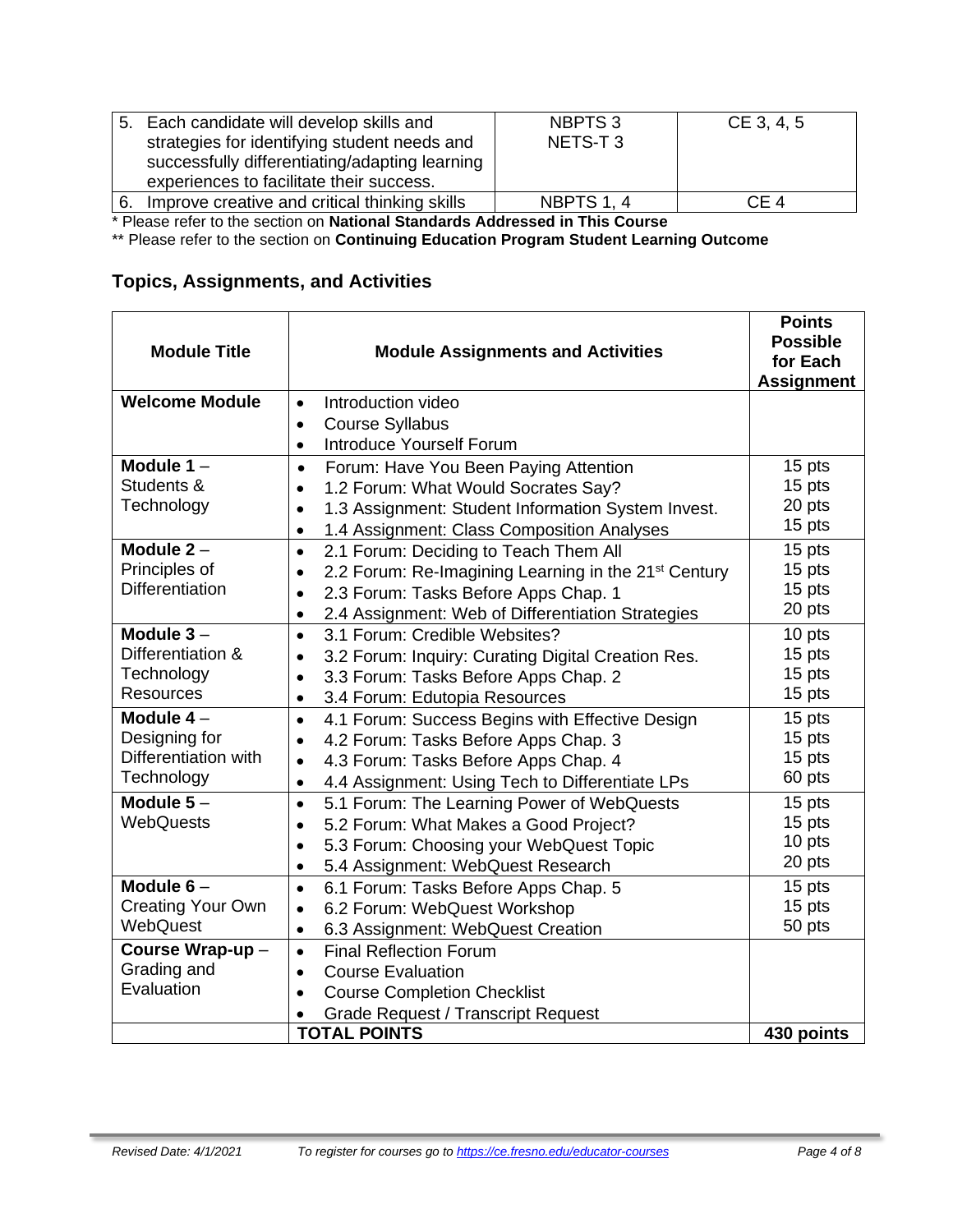| | | |
|---|---|---|
| 5. Each candidate will develop skills and strategies for identifying student needs and successfully differentiating/adapting learning experiences to facilitate their success. | NBPTS 3<br>NETS-T 3 | CE 3, 4, 5 |
| 6. Improve creative and critical thinking skills | NBPTS 1, 4 | CE 4 |

\* Please refer to the section on **National Standards Addressed in This Course**

\*\* Please refer to the section on **Continuing Education Program Student Learning Outcome**

## Topics, Assignments, and Activities

| Module Title | Module Assignments and Activities | Points Possible for Each Assignment |
|---|---|---|
| **Welcome Module** | • Introduction video<br>• Course Syllabus<br>• Introduce Yourself Forum | |
| **Module 1** – Students & Technology | • Forum: Have You Been Paying Attention<br>• 1.2 Forum: What Would Socrates Say?<br>• 1.3 Assignment: Student Information System Invest.<br>• 1.4 Assignment: Class Composition Analyses | 15 pts<br>15 pts<br>20 pts<br>15 pts |
| **Module 2** – Principles of Differentiation | • 2.1 Forum: Deciding to Teach Them All<br>• 2.2 Forum: Re-Imagining Learning in the 21st Century<br>• 2.3 Forum: Tasks Before Apps Chap. 1<br>• 2.4 Assignment: Web of Differentiation Strategies | 15 pts<br>15 pts<br>15 pts<br>20 pts |
| **Module 3** – Differentiation & Technology Resources | • 3.1 Forum: Credible Websites?<br>• 3.2 Forum: Inquiry: Curating Digital Creation Res.<br>• 3.3 Forum: Tasks Before Apps Chap. 2<br>• 3.4 Forum: Edutopia Resources | 10 pts<br>15 pts<br>15 pts<br>15 pts |
| **Module 4** – Designing for Differentiation with Technology | • 4.1 Forum: Success Begins with Effective Design<br>• 4.2 Forum: Tasks Before Apps Chap. 3<br>• 4.3 Forum: Tasks Before Apps Chap. 4<br>• 4.4 Assignment: Using Tech to Differentiate LPs | 15 pts<br>15 pts<br>15 pts<br>60 pts |
| **Module 5** – WebQuests | • 5.1 Forum: The Learning Power of WebQuests<br>• 5.2 Forum: What Makes a Good Project?<br>• 5.3 Forum: Choosing your WebQuest Topic<br>• 5.4 Assignment: WebQuest Research | 15 pts<br>15 pts<br>10 pts<br>20 pts |
| **Module 6** – Creating Your Own WebQuest | • 6.1 Forum: Tasks Before Apps Chap. 5<br>• 6.2 Forum: WebQuest Workshop<br>• 6.3 Assignment: WebQuest Creation | 15 pts<br>15 pts<br>50 pts |
| **Course Wrap-up** – Grading and Evaluation | • Final Reflection Forum<br>• Course Evaluation<br>• Course Completion Checklist<br>• Grade Request / Transcript Request | |
| | **TOTAL POINTS** | **430 points** |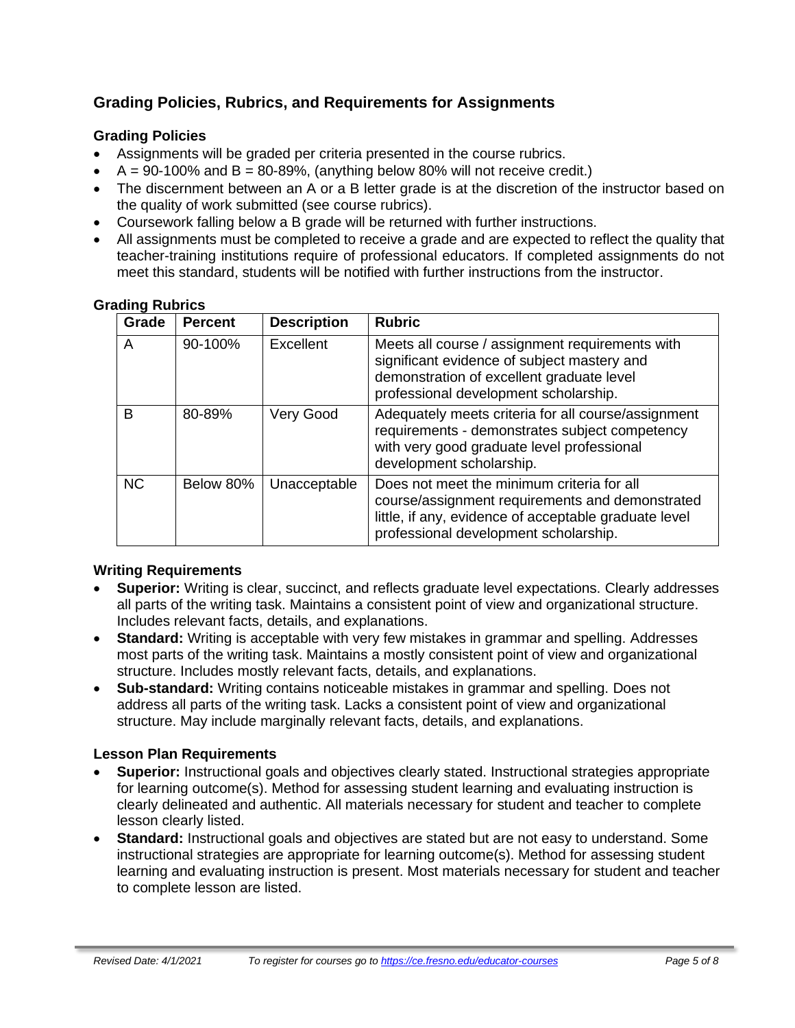## Grading Policies, Rubrics, and Requirements for Assignments

### Grading Policies

- Assignments will be graded per criteria presented in the course rubrics.
- A = 90-100% and B = 80-89%, (anything below 80% will not receive credit.)
- The discernment between an A or a B letter grade is at the discretion of the instructor based on the quality of work submitted (see course rubrics).
- Coursework falling below a B grade will be returned with further instructions.
- All assignments must be completed to receive a grade and are expected to reflect the quality that teacher-training institutions require of professional educators. If completed assignments do not meet this standard, students will be notified with further instructions from the instructor.

### Grading Rubrics

| Grade | Percent | Description | Rubric |
|---|---|---|---|
| A | 90-100% | Excellent | Meets all course / assignment requirements with significant evidence of subject mastery and demonstration of excellent graduate level professional development scholarship. |
| B | 80-89% | Very Good | Adequately meets criteria for all course/assignment requirements - demonstrates subject competency with very good graduate level professional development scholarship. |
| NC | Below 80% | Unacceptable | Does not meet the minimum criteria for all course/assignment requirements and demonstrated little, if any, evidence of acceptable graduate level professional development scholarship. |

### Writing Requirements

- **Superior:** Writing is clear, succinct, and reflects graduate level expectations. Clearly addresses all parts of the writing task. Maintains a consistent point of view and organizational structure. Includes relevant facts, details, and explanations.
- **Standard:** Writing is acceptable with very few mistakes in grammar and spelling. Addresses most parts of the writing task. Maintains a mostly consistent point of view and organizational structure. Includes mostly relevant facts, details, and explanations.
- **Sub-standard:** Writing contains noticeable mistakes in grammar and spelling. Does not address all parts of the writing task. Lacks a consistent point of view and organizational structure. May include marginally relevant facts, details, and explanations.

### Lesson Plan Requirements

- **Superior:** Instructional goals and objectives clearly stated. Instructional strategies appropriate for learning outcome(s). Method for assessing student learning and evaluating instruction is clearly delineated and authentic. All materials necessary for student and teacher to complete lesson clearly listed.
- **Standard:** Instructional goals and objectives are stated but are not easy to understand. Some instructional strategies are appropriate for learning outcome(s). Method for assessing student learning and evaluating instruction is present. Most materials necessary for student and teacher to complete lesson are listed.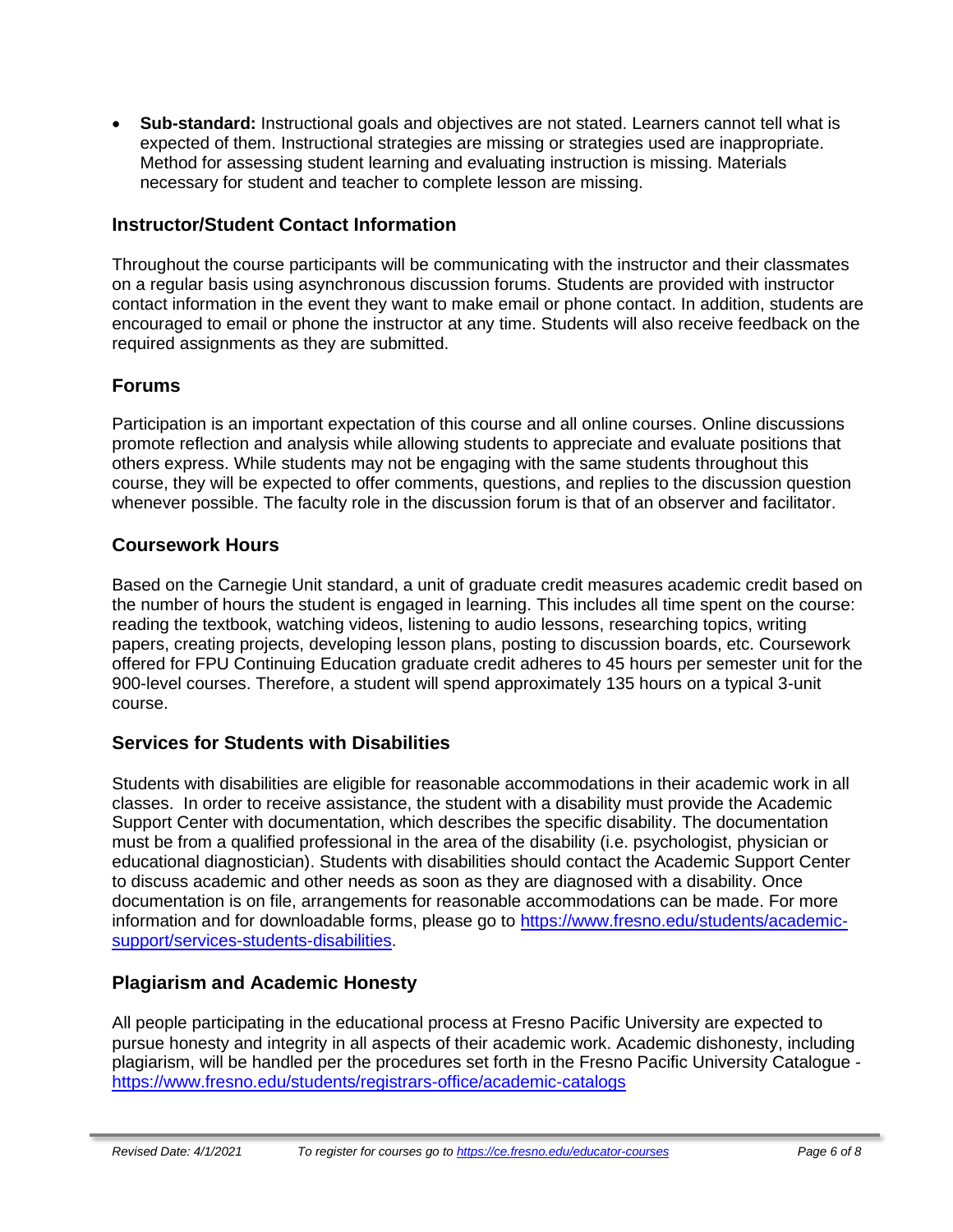- **Sub-standard:** Instructional goals and objectives are not stated. Learners cannot tell what is expected of them. Instructional strategies are missing or strategies used are inappropriate. Method for assessing student learning and evaluating instruction is missing. Materials necessary for student and teacher to complete lesson are missing.

### Instructor/Student Contact Information

Throughout the course participants will be communicating with the instructor and their classmates on a regular basis using asynchronous discussion forums. Students are provided with instructor contact information in the event they want to make email or phone contact. In addition, students are encouraged to email or phone the instructor at any time. Students will also receive feedback on the required assignments as they are submitted.

### Forums

Participation is an important expectation of this course and all online courses. Online discussions promote reflection and analysis while allowing students to appreciate and evaluate positions that others express. While students may not be engaging with the same students throughout this course, they will be expected to offer comments, questions, and replies to the discussion question whenever possible. The faculty role in the discussion forum is that of an observer and facilitator.

### Coursework Hours

Based on the Carnegie Unit standard, a unit of graduate credit measures academic credit based on the number of hours the student is engaged in learning. This includes all time spent on the course: reading the textbook, watching videos, listening to audio lessons, researching topics, writing papers, creating projects, developing lesson plans, posting to discussion boards, etc. Coursework offered for FPU Continuing Education graduate credit adheres to 45 hours per semester unit for the 900-level courses. Therefore, a student will spend approximately 135 hours on a typical 3-unit course.

### Services for Students with Disabilities

Students with disabilities are eligible for reasonable accommodations in their academic work in all classes. In order to receive assistance, the student with a disability must provide the Academic Support Center with documentation, which describes the specific disability. The documentation must be from a qualified professional in the area of the disability (i.e. psychologist, physician or educational diagnostician). Students with disabilities should contact the Academic Support Center to discuss academic and other needs as soon as they are diagnosed with a disability. Once documentation is on file, arrangements for reasonable accommodations can be made. For more information and for downloadable forms, please go to https://www.fresno.edu/students/academic-support/services-students-disabilities.

### Plagiarism and Academic Honesty

All people participating in the educational process at Fresno Pacific University are expected to pursue honesty and integrity in all aspects of their academic work. Academic dishonesty, including plagiarism, will be handled per the procedures set forth in the Fresno Pacific University Catalogue - https://www.fresno.edu/students/registrars-office/academic-catalogs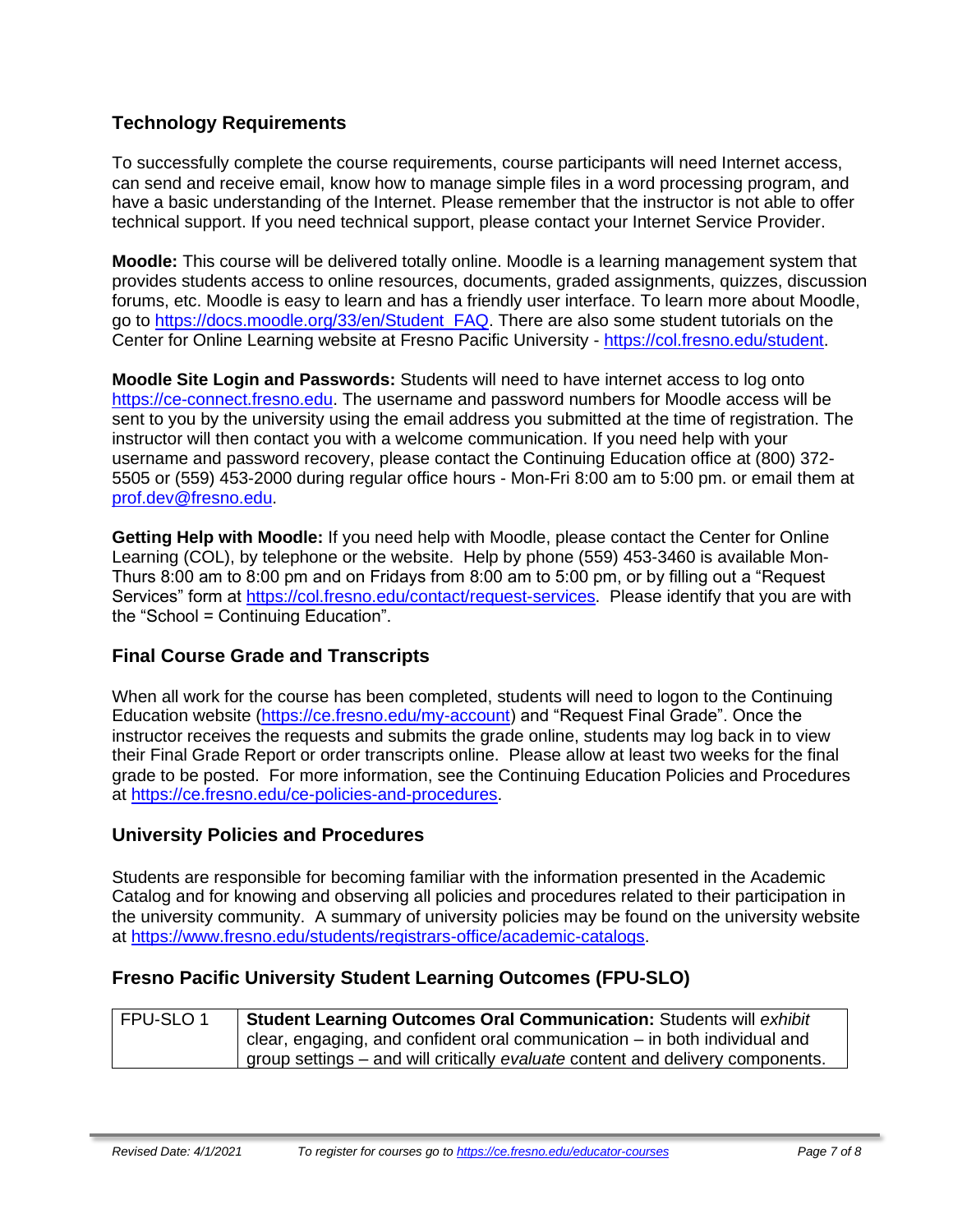## Technology Requirements

To successfully complete the course requirements, course participants will need Internet access, can send and receive email, know how to manage simple files in a word processing program, and have a basic understanding of the Internet. Please remember that the instructor is not able to offer technical support. If you need technical support, please contact your Internet Service Provider.

**Moodle:** This course will be delivered totally online. Moodle is a learning management system that provides students access to online resources, documents, graded assignments, quizzes, discussion forums, etc. Moodle is easy to learn and has a friendly user interface. To learn more about Moodle, go to https://docs.moodle.org/33/en/Student_FAQ. There are also some student tutorials on the Center for Online Learning website at Fresno Pacific University - https://col.fresno.edu/student.

**Moodle Site Login and Passwords:** Students will need to have internet access to log onto https://ce-connect.fresno.edu. The username and password numbers for Moodle access will be sent to you by the university using the email address you submitted at the time of registration. The instructor will then contact you with a welcome communication. If you need help with your username and password recovery, please contact the Continuing Education office at (800) 372-5505 or (559) 453-2000 during regular office hours - Mon-Fri 8:00 am to 5:00 pm. or email them at prof.dev@fresno.edu.

**Getting Help with Moodle:** If you need help with Moodle, please contact the Center for Online Learning (COL), by telephone or the website. Help by phone (559) 453-3460 is available Mon-Thurs 8:00 am to 8:00 pm and on Fridays from 8:00 am to 5:00 pm, or by filling out a "Request Services" form at https://col.fresno.edu/contact/request-services. Please identify that you are with the "School = Continuing Education".

## Final Course Grade and Transcripts

When all work for the course has been completed, students will need to logon to the Continuing Education website (https://ce.fresno.edu/my-account) and "Request Final Grade". Once the instructor receives the requests and submits the grade online, students may log back in to view their Final Grade Report or order transcripts online. Please allow at least two weeks for the final grade to be posted. For more information, see the Continuing Education Policies and Procedures at https://ce.fresno.edu/ce-policies-and-procedures.

## University Policies and Procedures

Students are responsible for becoming familiar with the information presented in the Academic Catalog and for knowing and observing all policies and procedures related to their participation in the university community. A summary of university policies may be found on the university website at https://www.fresno.edu/students/registrars-office/academic-catalogs.

## Fresno Pacific University Student Learning Outcomes (FPU-SLO)

| | |
|---|---|
| FPU-SLO 1 | **Student Learning Outcomes Oral Communication:** Students will *exhibit* clear, engaging, and confident oral communication – in both individual and group settings – and will critically *evaluate* content and delivery components. |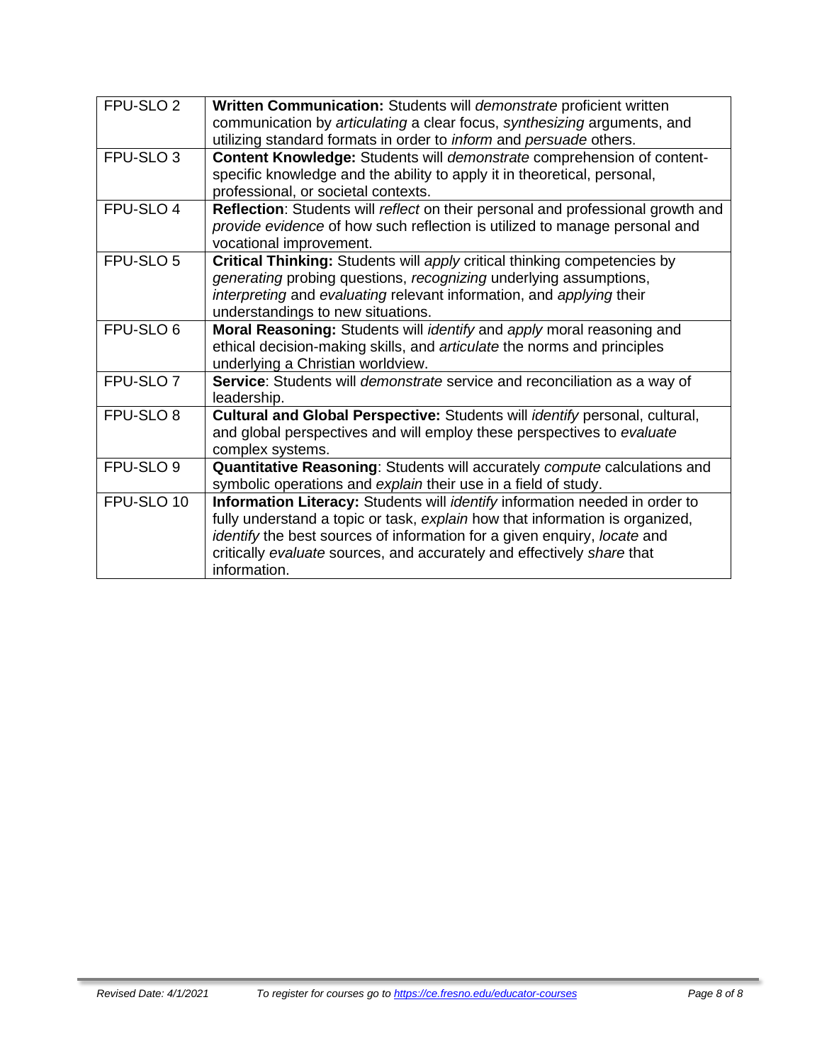| | |
|---|---|
| FPU-SLO 2 | **Written Communication:** Students will *demonstrate* proficient written communication by *articulating* a clear focus, *synthesizing* arguments, and utilizing standard formats in order to *inform* and *persuade* others. |
| FPU-SLO 3 | **Content Knowledge:** Students will *demonstrate* comprehension of content-specific knowledge and the ability to apply it in theoretical, personal, professional, or societal contexts. |
| FPU-SLO 4 | **Reflection**: Students will *reflect* on their personal and professional growth and *provide evidence* of how such reflection is utilized to manage personal and vocational improvement. |
| FPU-SLO 5 | **Critical Thinking:** Students will *apply* critical thinking competencies by *generating* probing questions, *recognizing* underlying assumptions, *interpreting* and *evaluating* relevant information, and *applying* their understandings to new situations. |
| FPU-SLO 6 | **Moral Reasoning:** Students will *identify* and *apply* moral reasoning and ethical decision-making skills, and *articulate* the norms and principles underlying a Christian worldview. |
| FPU-SLO 7 | **Service**: Students will *demonstrate* service and reconciliation as a way of leadership. |
| FPU-SLO 8 | **Cultural and Global Perspective:** Students will *identify* personal, cultural, and global perspectives and will employ these perspectives to *evaluate* complex systems. |
| FPU-SLO 9 | **Quantitative Reasoning**: Students will accurately *compute* calculations and symbolic operations and *explain* their use in a field of study. |
| FPU-SLO 10 | **Information Literacy:** Students will *identify* information needed in order to fully understand a topic or task, *explain* how that information is organized, *identify* the best sources of information for a given enquiry, *locate* and critically *evaluate* sources, and accurately and effectively *share* that information. |